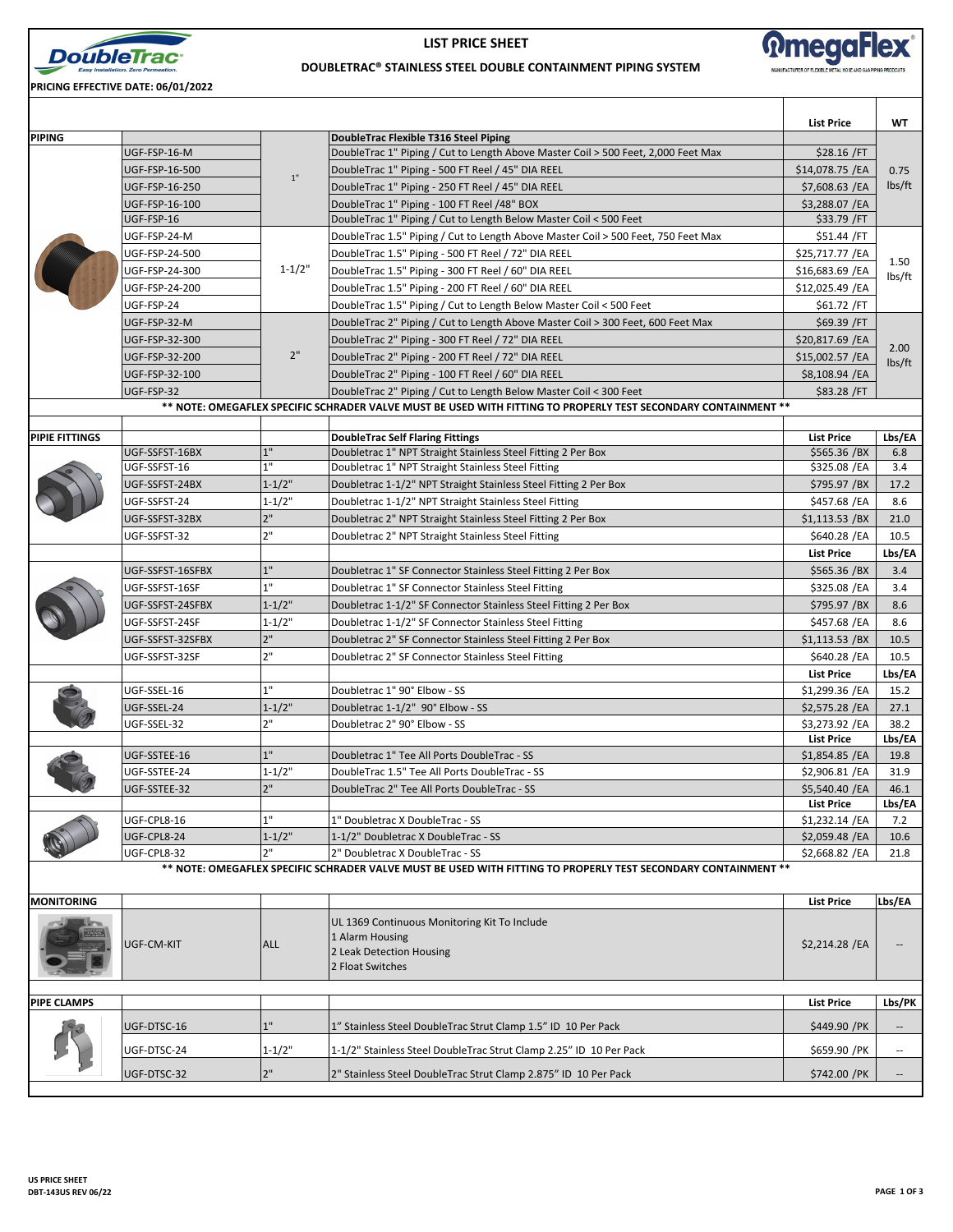# LIST PRICE SHEET

## DOUBLETRAC® STAINLESS STEEL DOUBLE CONTAINMENT PIPING SYSTEM

**PRICING EFFECTIVE DATE: 06/01/2022**

| | | | | List Price | WT |
|---|---|---|---|---|---|
| **PIPING** | | | **DoubleTrac Flexible T316 Steel Piping** | | |
| | UGF-FSP-16-M | 1" | DoubleTrac 1" Piping / Cut to Length Above Master Coil > 500 Feet, 2,000 Feet Max | $28.16 /FT | 0.75 lbs/ft |
| | UGF-FSP-16-500 | | DoubleTrac 1" Piping - 500 FT Reel / 45" DIA REEL | $14,078.75 /EA | |
| | UGF-FSP-16-250 | | DoubleTrac 1" Piping - 250 FT Reel / 45" DIA REEL | $7,608.63 /EA | |
| | UGF-FSP-16-100 | | DoubleTrac 1" Piping - 100 FT Reel /48" BOX | $3,288.07 /EA | |
| | UGF-FSP-16 | | DoubleTrac 1" Piping / Cut to Length Below Master Coil < 500 Feet | $33.79 /FT | |
| | UGF-FSP-24-M | 1-1/2" | DoubleTrac 1.5" Piping / Cut to Length Above Master Coil > 500 Feet, 750 Feet Max | $51.44 /FT | 1.50 lbs/ft |
| | UGF-FSP-24-500 | | DoubleTrac 1.5" Piping - 500 FT Reel / 72" DIA REEL | $25,717.77 /EA | |
| | UGF-FSP-24-300 | | DoubleTrac 1.5" Piping - 300 FT Reel / 60" DIA REEL | $16,683.69 /EA | |
| | UGF-FSP-24-200 | | DoubleTrac 1.5" Piping - 200 FT Reel / 60" DIA REEL | $12,025.49 /EA | |
| | UGF-FSP-24 | | DoubleTrac 1.5" Piping / Cut to Length Below Master Coil < 500 Feet | $61.72 /FT | |
| | UGF-FSP-32-M | 2" | DoubleTrac 2" Piping / Cut to Length Above Master Coil > 300 Feet, 600 Feet Max | $69.39 /FT | 2.00 lbs/ft |
| | UGF-FSP-32-300 | | DoubleTrac 2" Piping - 300 FT Reel / 72" DIA REEL | $20,817.69 /EA | |
| | UGF-FSP-32-200 | | DoubleTrac 2" Piping - 200 FT Reel / 72" DIA REEL | $15,002.57 /EA | |
| | UGF-FSP-32-100 | | DoubleTrac 2" Piping - 100 FT Reel / 60" DIA REEL | $8,108.94 /EA | |
| | UGF-FSP-32 | | DoubleTrac 2" Piping / Cut to Length Below Master Coil < 300 Feet | $83.28 /FT | |

** NOTE: OMEGAFLEX SPECIFIC SCHRADER VALVE MUST BE USED WITH FITTING TO PROPERLY TEST SECONDARY CONTAINMENT **

| | | | | List Price | Lbs/EA |
|---|---|---|---|---|---|
| **PIPIE FITTINGS** | | | **DoubleTrac Self Flaring Fittings** | | |
| | UGF-SSFST-16BX | 1" | Doubletrac 1" NPT Straight Stainless Steel Fitting 2 Per Box | $565.36 /BX | 6.8 |
| | UGF-SSFST-16 | 1" | Doubletrac 1" NPT Straight Stainless Steel Fitting | $325.08 /EA | 3.4 |
| | UGF-SSFST-24BX | 1-1/2" | Doubletrac 1-1/2" NPT Straight Stainless Steel Fitting 2 Per Box | $795.97 /BX | 17.2 |
| | UGF-SSFST-24 | 1-1/2" | Doubletrac 1-1/2" NPT Straight Stainless Steel Fitting | $457.68 /EA | 8.6 |
| | UGF-SSFST-32BX | 2" | Doubletrac 2" NPT Straight Stainless Steel Fitting 2 Per Box | $1,113.53 /BX | 21.0 |
| | UGF-SSFST-32 | 2" | Doubletrac 2" NPT Straight Stainless Steel Fitting | $640.28 /EA | 10.5 |
| | | | | **List Price** | **Lbs/EA** |
| | UGF-SSFST-16SFBX | 1" | Doubletrac 1" SF Connector Stainless Steel Fitting 2 Per Box | $565.36 /BX | 3.4 |
| | UGF-SSFST-16SF | 1" | Doubletrac 1" SF Connector Stainless Steel Fitting | $325.08 /EA | 3.4 |
| | UGF-SSFST-24SFBX | 1-1/2" | Doubletrac 1-1/2" SF Connector Stainless Steel Fitting 2 Per Box | $795.97 /BX | 8.6 |
| | UGF-SSFST-24SF | 1-1/2" | Doubletrac 1-1/2" SF Connector Stainless Steel Fitting | $457.68 /EA | 8.6 |
| | UGF-SSFST-32SFBX | 2" | Doubletrac 2" SF Connector Stainless Steel Fitting 2 Per Box | $1,113.53 /BX | 10.5 |
| | UGF-SSFST-32SF | 2" | Doubletrac 2" SF Connector Stainless Steel Fitting | $640.28 /EA | 10.5 |
| | | | | **List Price** | **Lbs/EA** |
| | UGF-SSEL-16 | 1" | Doubletrac 1" 90° Elbow - SS | $1,299.36 /EA | 15.2 |
| | UGF-SSEL-24 | 1-1/2" | Doubletrac 1-1/2" 90° Elbow - SS | $2,575.28 /EA | 27.1 |
| | UGF-SSEL-32 | 2" | Doubletrac 2" 90° Elbow - SS | $3,273.92 /EA | 38.2 |
| | | | | **List Price** | **Lbs/EA** |
| | UGF-SSTEE-16 | 1" | Doubletrac 1" Tee All Ports DoubleTrac - SS | $1,854.85 /EA | 19.8 |
| | UGF-SSTEE-24 | 1-1/2" | DoubleTrac 1.5" Tee All Ports DoubleTrac - SS | $2,906.81 /EA | 31.9 |
| | UGF-SSTEE-32 | 2" | DoubleTrac 2" Tee All Ports DoubleTrac - SS | $5,540.40 /EA | 46.1 |
| | | | | **List Price** | **Lbs/EA** |
| | UGF-CPL8-16 | 1" | 1" Doubletrac X DoubleTrac - SS | $1,232.14 /EA | 7.2 |
| | UGF-CPL8-24 | 1-1/2" | 1-1/2" Doubletrac X DoubleTrac - SS | $2,059.48 /EA | 10.6 |
| | UGF-CPL8-32 | 2" | 2" Doubletrac X DoubleTrac - SS | $2,668.82 /EA | 21.8 |

** NOTE: OMEGAFLEX SPECIFIC SCHRADER VALVE MUST BE USED WITH FITTING TO PROPERLY TEST SECONDARY CONTAINMENT **

| **MONITORING** | | | | List Price | Lbs/EA |
|---|---|---|---|---|---|
| | UGF-CM-KIT | ALL | UL 1369 Continuous Monitoring Kit To Include<br>1 Alarm Housing<br>2 Leak Detection Housing<br>2 Float Switches | $2,214.28 /EA | -- |

| **PIPE CLAMPS** | | | | List Price | Lbs/PK |
|---|---|---|---|---|---|
| | UGF-DTSC-16 | 1" | 1" Stainless Steel DoubleTrac Strut Clamp 1.5" ID 10 Per Pack | $449.90 /PK | -- |
| | UGF-DTSC-24 | 1-1/2" | 1-1/2" Stainless Steel DoubleTrac Strut Clamp 2.25" ID 10 Per Pack | $659.90 /PK | -- |
| | UGF-DTSC-32 | 2" | 2" Stainless Steel DoubleTrac Strut Clamp 2.875" ID 10 Per Pack | $742.00 /PK | -- |

US PRICE SHEET
DBT-143US REV 06/22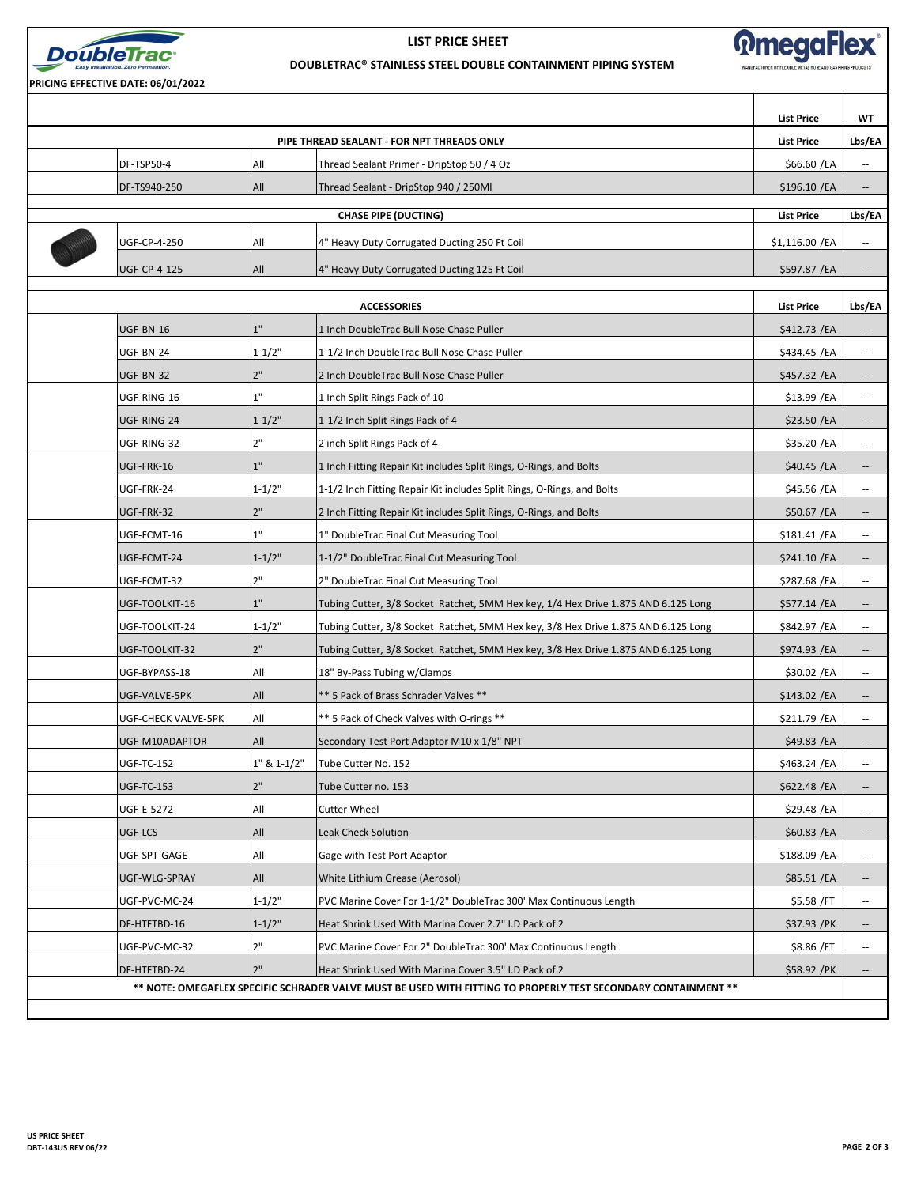**LIST PRICE SHEET**

**DOUBLETRAC® STAINLESS STEEL DOUBLE CONTAINMENT PIPING SYSTEM**

**PRICING EFFECTIVE DATE: 06/01/2022**

| | | | | List Price | WT |
|---|---|---|---|---|---|
| | | | **PIPE THREAD SEALANT - FOR NPT THREADS ONLY** | **List Price** | **Lbs/EA** |
| | DF-TSP50-4 | All | Thread Sealant Primer - DripStop 50 / 4 Oz | $66.60 /EA | -- |
| | DF-TS940-250 | All | Thread Sealant - DripStop 940 / 250Ml | $196.10 /EA | -- |
| | | | **CHASE PIPE (DUCTING)** | **List Price** | **Lbs/EA** |
| | UGF-CP-4-250 | All | 4" Heavy Duty Corrugated Ducting 250 Ft Coil | $1,116.00 /EA | -- |
| | UGF-CP-4-125 | All | 4" Heavy Duty Corrugated Ducting 125 Ft Coil | $597.87 /EA | -- |
| | | | **ACCESSORIES** | **List Price** | **Lbs/EA** |
| | UGF-BN-16 | 1" | 1 Inch DoubleTrac Bull Nose Chase Puller | $412.73 /EA | -- |
| | UGF-BN-24 | 1-1/2" | 1-1/2 Inch DoubleTrac Bull Nose Chase Puller | $434.45 /EA | -- |
| | UGF-BN-32 | 2" | 2 Inch DoubleTrac Bull Nose Chase Puller | $457.32 /EA | -- |
| | UGF-RING-16 | 1" | 1 Inch Split Rings Pack of 10 | $13.99 /EA | -- |
| | UGF-RING-24 | 1-1/2" | 1-1/2 Inch Split Rings Pack of 4 | $23.50 /EA | -- |
| | UGF-RING-32 | 2" | 2 inch Split Rings Pack of 4 | $35.20 /EA | -- |
| | UGF-FRK-16 | 1" | 1 Inch Fitting Repair Kit includes Split Rings, O-Rings, and Bolts | $40.45 /EA | -- |
| | UGF-FRK-24 | 1-1/2" | 1-1/2 Inch Fitting Repair Kit includes Split Rings, O-Rings, and Bolts | $45.56 /EA | -- |
| | UGF-FRK-32 | 2" | 2 Inch Fitting Repair Kit includes Split Rings, O-Rings, and Bolts | $50.67 /EA | -- |
| | UGF-FCMT-16 | 1" | 1" DoubleTrac Final Cut Measuring Tool | $181.41 /EA | -- |
| | UGF-FCMT-24 | 1-1/2" | 1-1/2" DoubleTrac Final Cut Measuring Tool | $241.10 /EA | -- |
| | UGF-FCMT-32 | 2" | 2" DoubleTrac Final Cut Measuring Tool | $287.68 /EA | -- |
| | UGF-TOOLKIT-16 | 1" | Tubing Cutter, 3/8 Socket Ratchet, 5MM Hex key, 1/4 Hex Drive 1.875 AND 6.125 Long | $577.14 /EA | -- |
| | UGF-TOOLKIT-24 | 1-1/2" | Tubing Cutter, 3/8 Socket Ratchet, 5MM Hex key, 3/8 Hex Drive 1.875 AND 6.125 Long | $842.97 /EA | -- |
| | UGF-TOOLKIT-32 | 2" | Tubing Cutter, 3/8 Socket Ratchet, 5MM Hex key, 3/8 Hex Drive 1.875 AND 6.125 Long | $974.93 /EA | -- |
| | UGF-BYPASS-18 | All | 18" By-Pass Tubing w/Clamps | $30.02 /EA | -- |
| | UGF-VALVE-5PK | All | ** 5 Pack of Brass Schrader Valves ** | $143.02 /EA | -- |
| | UGF-CHECK VALVE-5PK | All | ** 5 Pack of Check Valves with O-rings ** | $211.79 /EA | -- |
| | UGF-M10ADAPTOR | All | Secondary Test Port Adaptor M10 x 1/8" NPT | $49.83 /EA | -- |
| | UGF-TC-152 | 1" & 1-1/2" | Tube Cutter No. 152 | $463.24 /EA | -- |
| | UGF-TC-153 | 2" | Tube Cutter no. 153 | $622.48 /EA | -- |
| | UGF-E-5272 | All | Cutter Wheel | $29.48 /EA | -- |
| | UGF-LCS | All | Leak Check Solution | $60.83 /EA | -- |
| | UGF-SPT-GAGE | All | Gage with Test Port Adaptor | $188.09 /EA | -- |
| | UGF-WLG-SPRAY | All | White Lithium Grease (Aerosol) | $85.51 /EA | -- |
| | UGF-PVC-MC-24 | 1-1/2" | PVC Marine Cover For 1-1/2" DoubleTrac 300' Max Continuous Length | $5.58 /FT | -- |
| | DF-HTFTBD-16 | 1-1/2" | Heat Shrink Used With Marina Cover 2.7" I.D Pack of 2 | $37.93 /PK | -- |
| | UGF-PVC-MC-32 | 2" | PVC Marine Cover For 2" DoubleTrac 300' Max Continuous Length | $8.86 /FT | -- |
| | DF-HTFTBD-24 | 2" | Heat Shrink Used With Marina Cover 3.5" I.D Pack of 2 | $58.92 /PK | -- |

**** NOTE: OMEGAFLEX SPECIFIC SCHRADER VALVE MUST BE USED WITH FITTING TO PROPERLY TEST SECONDARY CONTAINMENT ****

US PRICE SHEET
DBT-143US REV 06/22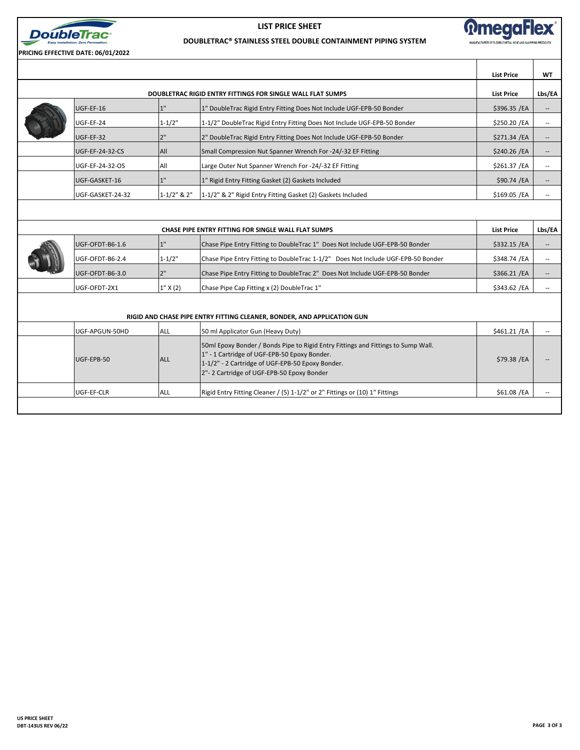# LIST PRICE SHEET

## DOUBLETRAC® STAINLESS STEEL DOUBLE CONTAINMENT PIPING SYSTEM

**PRICING EFFECTIVE DATE: 06/01/2022**

| | | | | List Price | WT |
|---|---|---|---|---|---|
| | | | **DOUBLETRAC RIGID ENTRY FITTINGS FOR SINGLE WALL FLAT SUMPS** | **List Price** | **Lbs/EA** |
| | UGF-EF-16 | 1" | 1" DoubleTrac Rigid Entry Fitting Does Not Include UGF-EPB-50 Bonder | $396.35 /EA | -- |
| | UGF-EF-24 | 1-1/2" | 1-1/2" DoubleTrac Rigid Entry Fitting Does Not Include UGF-EPB-50 Bonder | $250.20 /EA | -- |
| | UGF-EF-32 | 2" | 2" DoubleTrac Rigid Entry Fitting Does Not Include UGF-EPB-50 Bonder | $271.34 /EA | -- |
| | UGF-EF-24-32-CS | All | Small Compression Nut Spanner Wrench For -24/-32 EF Fitting | $240.26 /EA | -- |
| | UGF-EF-24-32-OS | All | Large Outer Nut Spanner Wrench For -24/-32 EF Fitting | $261.37 /EA | -- |
| | UGF-GASKET-16 | 1" | 1" Rigid Entry Fitting Gasket (2) Gaskets Included | $90.74 /EA | -- |
| | UGF-GASKET-24-32 | 1-1/2" & 2" | 1-1/2" & 2" Rigid Entry Fitting Gasket (2) Gaskets Included | $169.05 /EA | -- |
| | | | **CHASE PIPE ENTRY FITTING FOR SINGLE WALL FLAT SUMPS** | **List Price** | **Lbs/EA** |
| | UGF-OFDT-B6-1.6 | 1" | Chase Pipe Entry Fitting to DoubleTrac 1" Does Not Include UGF-EPB-50 Bonder | $332.15 /EA | -- |
| | UGF-OFDT-B6-2.4 | 1-1/2" | Chase Pipe Entry Fitting to DoubleTrac 1-1/2" Does Not Include UGF-EPB-50 Bonder | $348.74 /EA | -- |
| | UGF-OFDT-B6-3.0 | 2" | Chase Pipe Entry Fitting to DoubleTrac 2" Does Not Include UGF-EPB-50 Bonder | $366.21 /EA | -- |
| | UGF-OFDT-2X1 | 1" X (2) | Chase Pipe Cap Fitting x (2) DoubleTrac 1" | $343.62 /EA | -- |
| | | | **RIGID AND CHASE PIPE ENTRY FITTING CLEANER, BONDER, AND APPLICATION GUN** | | |
| | UGF-APGUN-50HD | ALL | 50 ml Applicator Gun (Heavy Duty) | $461.21 /EA | -- |
| | UGF-EPB-50 | ALL | 50ml Epoxy Bonder / Bonds Pipe to Rigid Entry Fittings and Fittings to Sump Wall.<br>1" - 1 Cartridge of UGF-EPB-50 Epoxy Bonder.<br>1-1/2" - 2 Cartridge of UGF-EPB-50 Epoxy Bonder.<br>2"- 2 Cartridge of UGF-EPB-50 Epoxy Bonder | $79.38 /EA | -- |
| | UGF-EF-CLR | ALL | Rigid Entry Fitting Cleaner / (5) 1-1/2" or 2" Fittings or (10) 1" Fittings | $61.08 /EA | -- |

**US PRICE SHEET**
**DBT-143US REV 06/22**